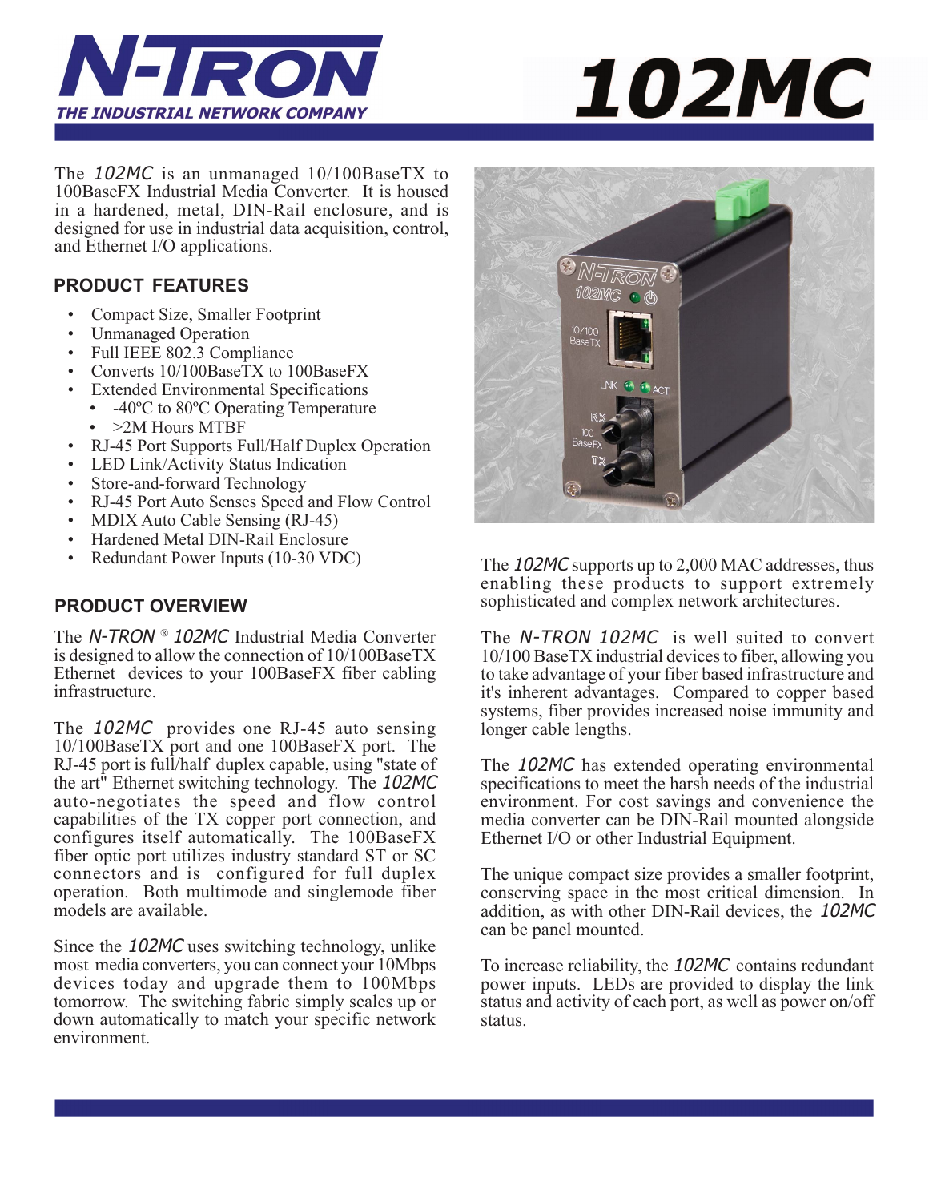# N-TRON

**THE INDUSTRIAL NETWORK COMPANY**

# 102MC

The *102MC* is an unmanaged 10/100BaseTX to 100BaseFX Industrial Media Converter. It is housed in a hardened, metal, DIN-Rail enclosure, and is designed for use in industrial data acquisition, control, and Ethernet I/O applications.

## PRODUCT FEATURES

- Compact Size, Smaller Footprint
- Unmanaged Operation
- Full IEEE 802.3 Compliance
- Converts 10/100BaseTX to 100BaseFX
- Extended Environmental Specifications
  - -40ºC to 80ºC Operating Temperature
  - >2M Hours MTBF
- RJ-45 Port Supports Full/Half Duplex Operation
- LED Link/Activity Status Indication
- Store-and-forward Technology
- RJ-45 Port Auto Senses Speed and Flow Control
- MDIX Auto Cable Sensing (RJ-45)
- Hardened Metal DIN-Rail Enclosure
- Redundant Power Inputs (10-30 VDC)

## PRODUCT OVERVIEW

The *N-TRON* ® *102MC* Industrial Media Converter is designed to allow the connection of 10/100BaseTX Ethernet devices to your 100BaseFX fiber cabling infrastructure.

The *102MC* provides one RJ-45 auto sensing 10/100BaseTX port and one 100BaseFX port. The RJ-45 port is full/half duplex capable, using "state of the art" Ethernet switching technology. The *102MC* auto-negotiates the speed and flow control capabilities of the TX copper port connection, and configures itself automatically. The 100BaseFX fiber optic port utilizes industry standard ST or SC connectors and is configured for full duplex operation. Both multimode and singlemode fiber models are available.

Since the *102MC* uses switching technology, unlike most media converters, you can connect your 10Mbps devices today and upgrade them to 100Mbps tomorrow. The switching fabric simply scales up or down automatically to match your specific network environment.

The *102MC* supports up to 2,000 MAC addresses, thus enabling these products to support extremely sophisticated and complex network architectures.

The *N-TRON 102MC* is well suited to convert 10/100 BaseTX industrial devices to fiber, allowing you to take advantage of your fiber based infrastructure and it's inherent advantages. Compared to copper based systems, fiber provides increased noise immunity and longer cable lengths.

The *102MC* has extended operating environmental specifications to meet the harsh needs of the industrial environment. For cost savings and convenience the media converter can be DIN-Rail mounted alongside Ethernet I/O or other Industrial Equipment.

The unique compact size provides a smaller footprint, conserving space in the most critical dimension. In addition, as with other DIN-Rail devices, the *102MC* can be panel mounted.

To increase reliability, the *102MC* contains redundant power inputs. LEDs are provided to display the link status and activity of each port, as well as power on/off status.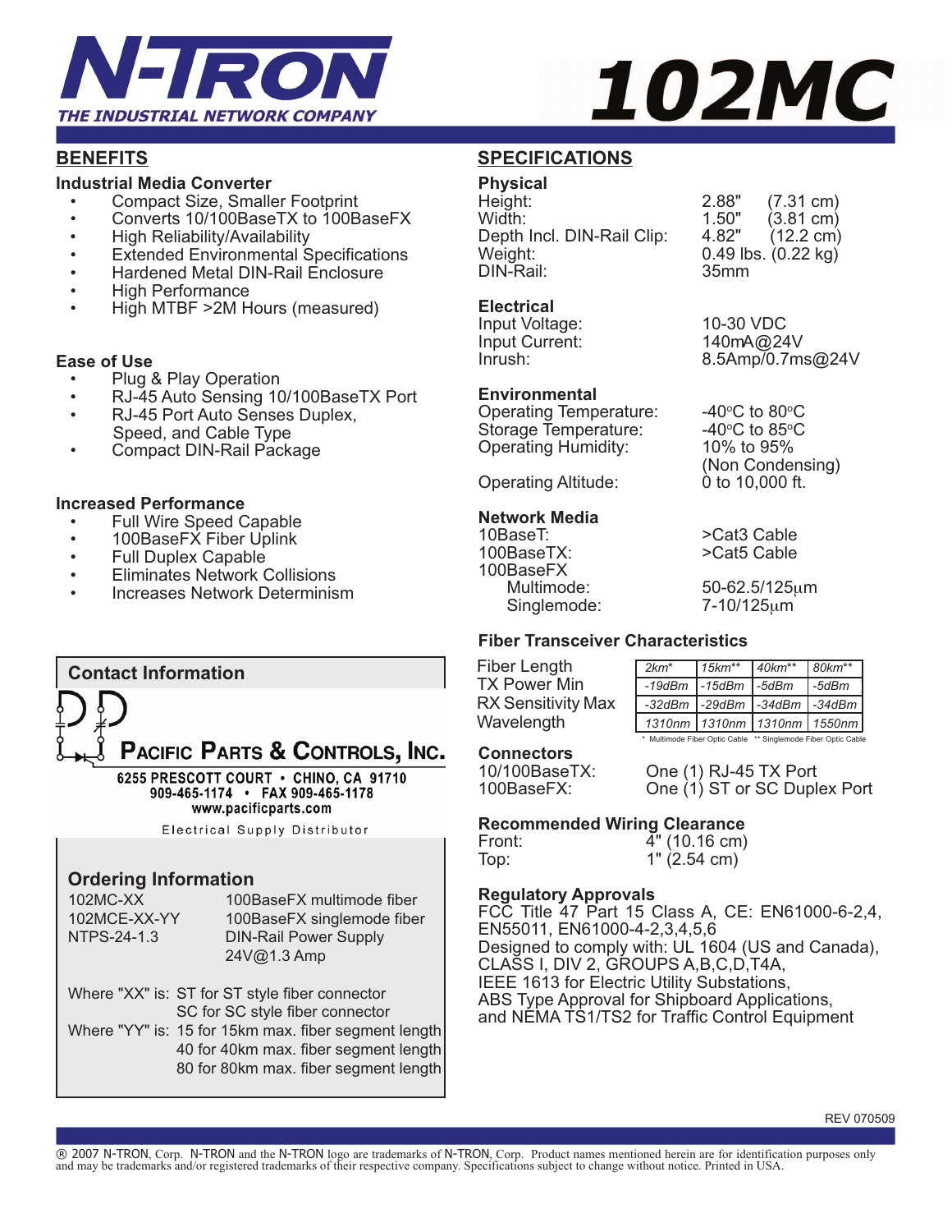# N-TRON

THE INDUSTRIAL NETWORK COMPANY

# 102MC

## BENEFITS

### Industrial Media Converter

- Compact Size, Smaller Footprint
- Converts 10/100BaseTX to 100BaseFX
- High Reliability/Availability
- Extended Environmental Specifications
- Hardened Metal DIN-Rail Enclosure
- High Performance
- High MTBF >2M Hours (measured)

### Ease of Use

- Plug & Play Operation
- RJ-45 Auto Sensing 10/100BaseTX Port
- RJ-45 Port Auto Senses Duplex, Speed, and Cable Type
- Compact DIN-Rail Package

### Increased Performance

- Full Wire Speed Capable
- 100BaseFX Fiber Uplink
- Full Duplex Capable
- Eliminates Network Collisions
- Increases Network Determinism

### Contact Information

**PACIFIC PARTS & CONTROLS, INC.**

6255 PRESCOTT COURT • CHINO, CA 91710
909-465-1174 • FAX 909-465-1178
www.pacificparts.com

Electrical Supply Distributor

### Ordering Information

| | |
|---|---|
| 102MC-XX | 100BaseFX multimode fiber |
| 102MCE-XX-YY | 100BaseFX singlemode fiber |
| NTPS-24-1.3 | DIN-Rail Power Supply 24V@1.3 Amp |

Where "XX" is: ST for ST style fiber connector
SC for SC style fiber connector

Where "YY" is: 15 for 15km max. fiber segment length
40 for 40km max. fiber segment length
80 for 80km max. fiber segment length

## SPECIFICATIONS

### Physical

| | |
|---|---|
| Height: | 2.88" (7.31 cm) |
| Width: | 1.50" (3.81 cm) |
| Depth Incl. DIN-Rail Clip: | 4.82" (12.2 cm) |
| Weight: | 0.49 lbs. (0.22 kg) |
| DIN-Rail: | 35mm |

### Electrical

| | |
|---|---|
| Input Voltage: | 10-30 VDC |
| Input Current: | 140mA@24V |
| Inrush: | 8.5Amp/0.7ms@24V |

### Environmental

| | |
|---|---|
| Operating Temperature: | -40°C to 80°C |
| Storage Temperature: | -40°C to 85°C |
| Operating Humidity: | 10% to 95% (Non Condensing) |
| Operating Altitude: | 0 to 10,000 ft. |

### Network Media

| | |
|---|---|
| 10BaseT: | >Cat3 Cable |
| 100BaseTX: | >Cat5 Cable |
| 100BaseFX | |
| Multimode: | 50-62.5/125µm |
| Singlemode: | 7-10/125µm |

### Fiber Transceiver Characteristics

| | | | | |
|---|---|---|---|---|
| Fiber Length | *2km** | *15km*** | *40km*** | *80km*** |
| TX Power Min | *-19dBm* | *-15dBm* | *-5dBm* | *-5dBm* |
| RX Sensitivity Max | *-32dBm* | *-29dBm* | *-34dBm* | *-34dBm* |
| Wavelength | *1310nm* | *1310nm* | *1310nm* | *1550nm* |

\* Multimode Fiber Optic Cable ** Singlemode Fiber Optic Cable

### Connectors

| | |
|---|---|
| 10/100BaseTX: | One (1) RJ-45 TX Port |
| 100BaseFX: | One (1) ST or SC Duplex Port |

### Recommended Wiring Clearance

| | |
|---|---|
| Front: | 4" (10.16 cm) |
| Top: | 1" (2.54 cm) |

### Regulatory Approvals

FCC Title 47 Part 15 Class A, CE: EN61000-6-2,4, EN55011, EN61000-4-2,3,4,5,6
Designed to comply with: UL 1604 (US and Canada), CLASS I, DIV 2, GROUPS A,B,C,D,T4A, IEEE 1613 for Electric Utility Substations, ABS Type Approval for Shipboard Applications, and NEMA TS1/TS2 for Traffic Control Equipment

REV 070509

® 2007 N-TRON, Corp. N-TRON and the N-TRON logo are trademarks of N-TRON, Corp. Product names mentioned herein are for identification purposes only and may be trademarks and/or registered trademarks of their respective company. Specifications subject to change without notice. Printed in USA.